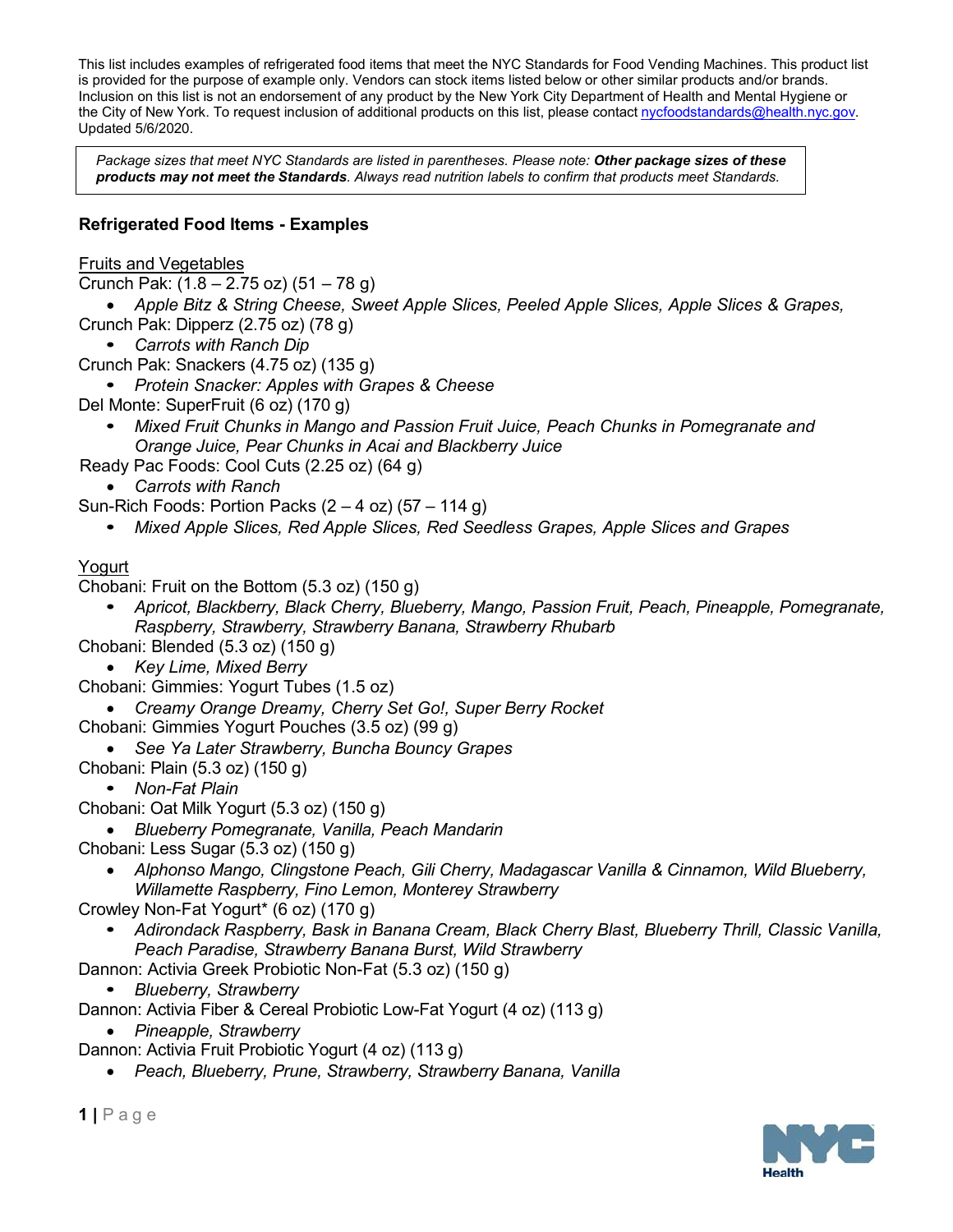This list includes examples of refrigerated food items that meet the NYC Standards for Food Vending Machines. This product list is provided for the purpose of example only. Vendors can stock items listed below or other similar products and/or brands. Inclusion on this list is not an endorsement of any product by the New York City Department of Health and Mental Hygiene or the City of New York. To request inclusion of additional products on this list, please contact nycfoodstandards@health.nyc.gov. Updated 5/6/2020.

> *Package sizes that meet NYC Standards are listed in parentheses. Please note:* ***Other package sizes of these products may not meet the Standards****. Always read nutrition labels to confirm that products meet Standards.*

## Refrigerated Food Items - Examples

### Fruits and Vegetables

Crunch Pak: (1.8 – 2.75 oz) (51 – 78 g)
- *Apple Bitz & String Cheese, Sweet Apple Slices, Peeled Apple Slices, Apple Slices & Grapes,*

Crunch Pak: Dipperz (2.75 oz) (78 g)
- *Carrots with Ranch Dip*

Crunch Pak: Snackers (4.75 oz) (135 g)
- *Protein Snacker: Apples with Grapes & Cheese*

Del Monte: SuperFruit (6 oz) (170 g)
- *Mixed Fruit Chunks in Mango and Passion Fruit Juice, Peach Chunks in Pomegranate and Orange Juice, Pear Chunks in Acai and Blackberry Juice*

Ready Pac Foods: Cool Cuts (2.25 oz) (64 g)
- *Carrots with Ranch*

Sun-Rich Foods: Portion Packs (2 – 4 oz) (57 – 114 g)
- *Mixed Apple Slices, Red Apple Slices, Red Seedless Grapes, Apple Slices and Grapes*

### Yogurt

Chobani: Fruit on the Bottom (5.3 oz) (150 g)
- *Apricot, Blackberry, Black Cherry, Blueberry, Mango, Passion Fruit, Peach, Pineapple, Pomegranate, Raspberry, Strawberry, Strawberry Banana, Strawberry Rhubarb*

Chobani: Blended (5.3 oz) (150 g)
- *Key Lime, Mixed Berry*

Chobani: Gimmies: Yogurt Tubes (1.5 oz)
- *Creamy Orange Dreamy, Cherry Set Go!, Super Berry Rocket*

Chobani: Gimmies Yogurt Pouches (3.5 oz) (99 g)
- *See Ya Later Strawberry, Buncha Bouncy Grapes*

Chobani: Plain (5.3 oz) (150 g)
- *Non-Fat Plain*

Chobani: Oat Milk Yogurt (5.3 oz) (150 g)
- *Blueberry Pomegranate, Vanilla, Peach Mandarin*

Chobani: Less Sugar (5.3 oz) (150 g)
- *Alphonso Mango, Clingstone Peach, Gili Cherry, Madagascar Vanilla & Cinnamon, Wild Blueberry, Willamette Raspberry, Fino Lemon, Monterey Strawberry*

Crowley Non-Fat Yogurt* (6 oz) (170 g)
- *Adirondack Raspberry, Bask in Banana Cream, Black Cherry Blast, Blueberry Thrill, Classic Vanilla, Peach Paradise, Strawberry Banana Burst, Wild Strawberry*

Dannon: Activia Greek Probiotic Non-Fat (5.3 oz) (150 g)
- *Blueberry, Strawberry*

Dannon: Activia Fiber & Cereal Probiotic Low-Fat Yogurt (4 oz) (113 g)
- *Pineapple, Strawberry*

Dannon: Activia Fruit Probiotic Yogurt (4 oz) (113 g)
- *Peach, Blueberry, Prune, Strawberry, Strawberry Banana, Vanilla*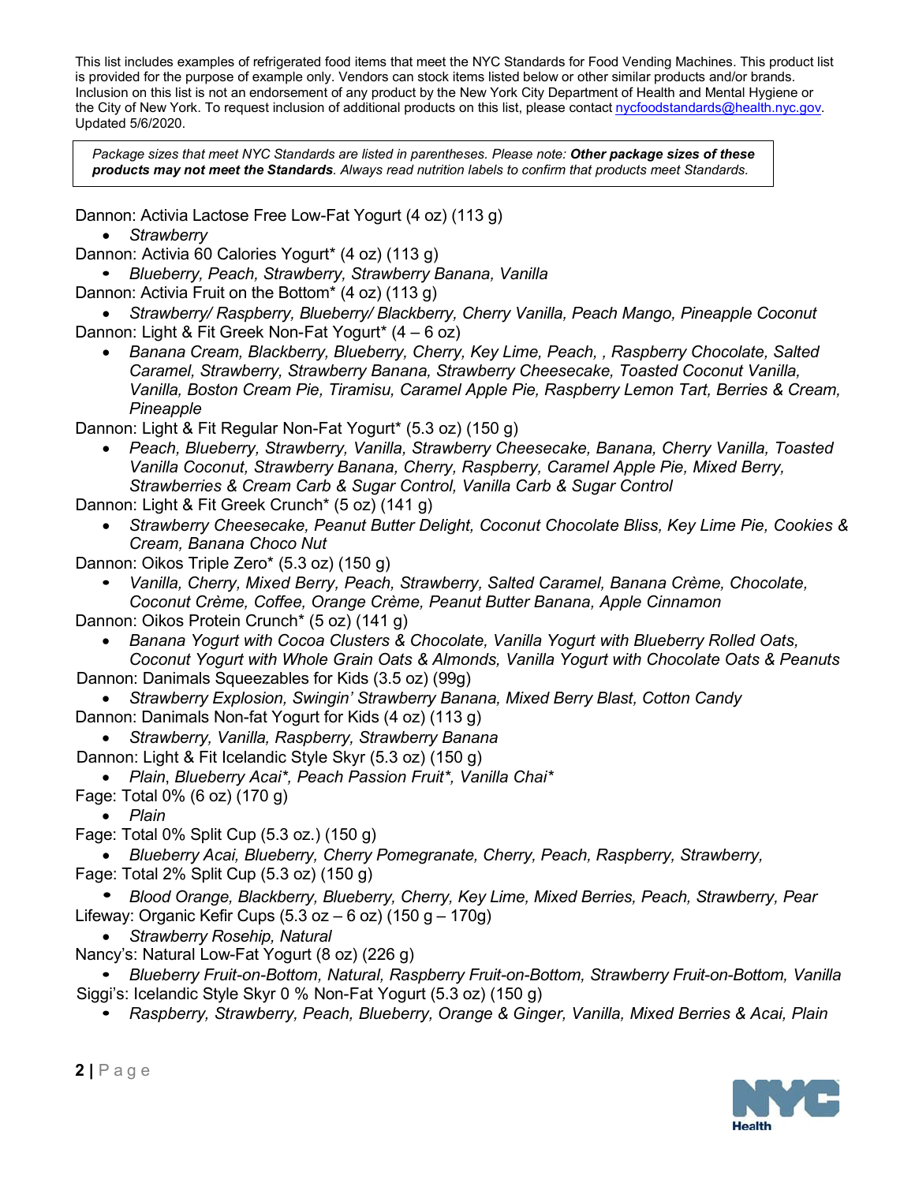This list includes examples of refrigerated food items that meet the NYC Standards for Food Vending Machines. This product list is provided for the purpose of example only. Vendors can stock items listed below or other similar products and/or brands. Inclusion on this list is not an endorsement of any product by the New York City Department of Health and Mental Hygiene or the City of New York. To request inclusion of additional products on this list, please contact nycfoodstandards@health.nyc.gov. Updated 5/6/2020.

> *Package sizes that meet NYC Standards are listed in parentheses. Please note:* ***Other package sizes of these products may not meet the Standards****. Always read nutrition labels to confirm that products meet Standards.*

Dannon: Activia Lactose Free Low-Fat Yogurt (4 oz) (113 g)
- *Strawberry*

Dannon: Activia 60 Calories Yogurt* (4 oz) (113 g)
- *Blueberry, Peach, Strawberry, Strawberry Banana, Vanilla*

Dannon: Activia Fruit on the Bottom* (4 oz) (113 g)
- *Strawberry/ Raspberry, Blueberry/ Blackberry, Cherry Vanilla, Peach Mango, Pineapple Coconut*

Dannon: Light & Fit Greek Non-Fat Yogurt* (4 – 6 oz)
- *Banana Cream, Blackberry, Blueberry, Cherry, Key Lime, Peach, , Raspberry Chocolate, Salted Caramel, Strawberry, Strawberry Banana, Strawberry Cheesecake, Toasted Coconut Vanilla, Vanilla, Boston Cream Pie, Tiramisu, Caramel Apple Pie, Raspberry Lemon Tart, Berries & Cream, Pineapple*

Dannon: Light & Fit Regular Non-Fat Yogurt* (5.3 oz) (150 g)
- *Peach, Blueberry, Strawberry, Vanilla, Strawberry Cheesecake, Banana, Cherry Vanilla, Toasted Vanilla Coconut, Strawberry Banana, Cherry, Raspberry, Caramel Apple Pie, Mixed Berry, Strawberries & Cream Carb & Sugar Control, Vanilla Carb & Sugar Control*

Dannon: Light & Fit Greek Crunch* (5 oz) (141 g)
- *Strawberry Cheesecake, Peanut Butter Delight, Coconut Chocolate Bliss, Key Lime Pie, Cookies & Cream, Banana Choco Nut*

Dannon: Oikos Triple Zero* (5.3 oz) (150 g)
- *Vanilla, Cherry, Mixed Berry, Peach, Strawberry, Salted Caramel, Banana Crème, Chocolate, Coconut Crème, Coffee, Orange Crème, Peanut Butter Banana, Apple Cinnamon*

Dannon: Oikos Protein Crunch* (5 oz) (141 g)
- *Banana Yogurt with Cocoa Clusters & Chocolate, Vanilla Yogurt with Blueberry Rolled Oats, Coconut Yogurt with Whole Grain Oats & Almonds, Vanilla Yogurt with Chocolate Oats & Peanuts*

Dannon: Danimals Squeezables for Kids (3.5 oz) (99g)
- *Strawberry Explosion, Swingin' Strawberry Banana, Mixed Berry Blast, Cotton Candy*

Dannon: Danimals Non-fat Yogurt for Kids (4 oz) (113 g)
- *Strawberry, Vanilla, Raspberry, Strawberry Banana*

Dannon: Light & Fit Icelandic Style Skyr (5.3 oz) (150 g)
- *Plain, Blueberry Acai*, Peach Passion Fruit*, Vanilla Chai**

Fage: Total 0% (6 oz) (170 g)
- *Plain*

Fage: Total 0% Split Cup (5.3 oz.) (150 g)
- *Blueberry Acai, Blueberry, Cherry Pomegranate, Cherry, Peach, Raspberry, Strawberry,*

Fage: Total 2% Split Cup (5.3 oz) (150 g)
- *Blood Orange, Blackberry, Blueberry, Cherry, Key Lime, Mixed Berries, Peach, Strawberry, Pear*

Lifeway: Organic Kefir Cups (5.3 oz – 6 oz) (150 g – 170g)
- *Strawberry Rosehip, Natural*

Nancy's: Natural Low-Fat Yogurt (8 oz) (226 g)
- *Blueberry Fruit-on-Bottom, Natural, Raspberry Fruit-on-Bottom, Strawberry Fruit-on-Bottom, Vanilla*

Siggi's: Icelandic Style Skyr 0 % Non-Fat Yogurt (5.3 oz) (150 g)
- *Raspberry, Strawberry, Peach, Blueberry, Orange & Ginger, Vanilla, Mixed Berries & Acai, Plain*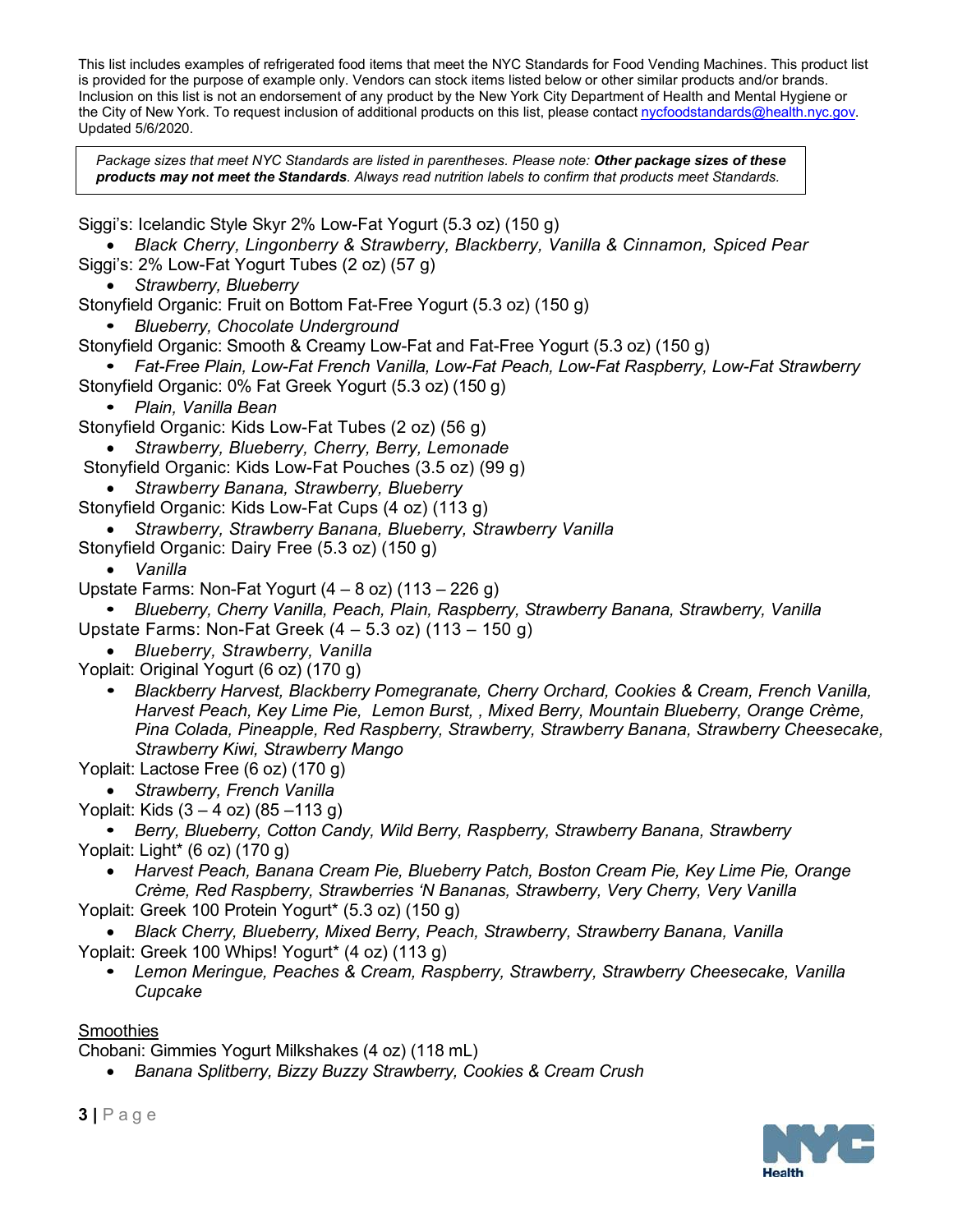This list includes examples of refrigerated food items that meet the NYC Standards for Food Vending Machines. This product list is provided for the purpose of example only. Vendors can stock items listed below or other similar products and/or brands. Inclusion on this list is not an endorsement of any product by the New York City Department of Health and Mental Hygiene or the City of New York. To request inclusion of additional products on this list, please contact nycfoodstandards@health.nyc.gov. Updated 5/6/2020.

> *Package sizes that meet NYC Standards are listed in parentheses. Please note:* ***Other package sizes of these products may not meet the Standards****. Always read nutrition labels to confirm that products meet Standards.*

Siggi's: Icelandic Style Skyr 2% Low-Fat Yogurt (5.3 oz) (150 g)
- *Black Cherry, Lingonberry & Strawberry, Blackberry, Vanilla & Cinnamon, Spiced Pear*

Siggi's: 2% Low-Fat Yogurt Tubes (2 oz) (57 g)
- *Strawberry, Blueberry*

Stonyfield Organic: Fruit on Bottom Fat-Free Yogurt (5.3 oz) (150 g)
- *Blueberry, Chocolate Underground*

Stonyfield Organic: Smooth & Creamy Low-Fat and Fat-Free Yogurt (5.3 oz) (150 g)
- *Fat-Free Plain, Low-Fat French Vanilla, Low-Fat Peach, Low-Fat Raspberry, Low-Fat Strawberry*

Stonyfield Organic: 0% Fat Greek Yogurt (5.3 oz) (150 g)
- *Plain, Vanilla Bean*

Stonyfield Organic: Kids Low-Fat Tubes (2 oz) (56 g)
- *Strawberry, Blueberry, Cherry, Berry, Lemonade*

Stonyfield Organic: Kids Low-Fat Pouches (3.5 oz) (99 g)
- *Strawberry Banana, Strawberry, Blueberry*

Stonyfield Organic: Kids Low-Fat Cups (4 oz) (113 g)
- *Strawberry, Strawberry Banana, Blueberry, Strawberry Vanilla*

Stonyfield Organic: Dairy Free (5.3 oz) (150 g)
- *Vanilla*

Upstate Farms: Non-Fat Yogurt (4 – 8 oz) (113 – 226 g)
- *Blueberry, Cherry Vanilla, Peach, Plain, Raspberry, Strawberry Banana, Strawberry, Vanilla*

Upstate Farms: Non-Fat Greek (4 – 5.3 oz) (113 – 150 g)
- *Blueberry, Strawberry, Vanilla*

Yoplait: Original Yogurt (6 oz) (170 g)
- *Blackberry Harvest, Blackberry Pomegranate, Cherry Orchard, Cookies & Cream, French Vanilla, Harvest Peach, Key Lime Pie, Lemon Burst, , Mixed Berry, Mountain Blueberry, Orange Crème, Pina Colada, Pineapple, Red Raspberry, Strawberry, Strawberry Banana, Strawberry Cheesecake, Strawberry Kiwi, Strawberry Mango*

Yoplait: Lactose Free (6 oz) (170 g)
- *Strawberry, French Vanilla*

Yoplait: Kids (3 – 4 oz) (85 –113 g)
- *Berry, Blueberry, Cotton Candy, Wild Berry, Raspberry, Strawberry Banana, Strawberry*

Yoplait: Light* (6 oz) (170 g)
- *Harvest Peach, Banana Cream Pie, Blueberry Patch, Boston Cream Pie, Key Lime Pie, Orange Crème, Red Raspberry, Strawberries 'N Bananas, Strawberry, Very Cherry, Very Vanilla*

Yoplait: Greek 100 Protein Yogurt* (5.3 oz) (150 g)
- *Black Cherry, Blueberry, Mixed Berry, Peach, Strawberry, Strawberry Banana, Vanilla*

Yoplait: Greek 100 Whips! Yogurt* (4 oz) (113 g)
- *Lemon Meringue, Peaches & Cream, Raspberry, Strawberry, Strawberry Cheesecake, Vanilla Cupcake*

<u>Smoothies</u>

Chobani: Gimmies Yogurt Milkshakes (4 oz) (118 mL)
- *Banana Splitberry, Bizzy Buzzy Strawberry, Cookies & Cream Crush*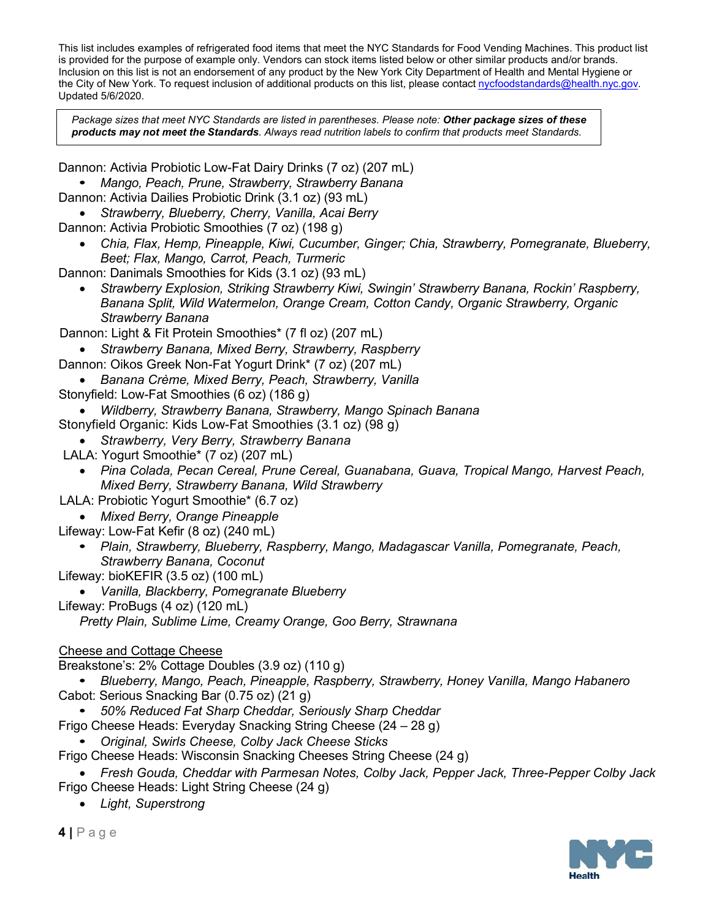This list includes examples of refrigerated food items that meet the NYC Standards for Food Vending Machines. This product list is provided for the purpose of example only. Vendors can stock items listed below or other similar products and/or brands. Inclusion on this list is not an endorsement of any product by the New York City Department of Health and Mental Hygiene or the City of New York. To request inclusion of additional products on this list, please contact nycfoodstandards@health.nyc.gov. Updated 5/6/2020.

> *Package sizes that meet NYC Standards are listed in parentheses. Please note:* ***Other package sizes of these products may not meet the Standards****. Always read nutrition labels to confirm that products meet Standards.*

Dannon: Activia Probiotic Low-Fat Dairy Drinks (7 oz) (207 mL)
- *Mango, Peach, Prune, Strawberry, Strawberry Banana*

Dannon: Activia Dailies Probiotic Drink (3.1 oz) (93 mL)
- *Strawberry, Blueberry, Cherry, Vanilla, Acai Berry*

Dannon: Activia Probiotic Smoothies (7 oz) (198 g)
- *Chia, Flax, Hemp, Pineapple, Kiwi, Cucumber, Ginger; Chia, Strawberry, Pomegranate, Blueberry, Beet; Flax, Mango, Carrot, Peach, Turmeric*

Dannon: Danimals Smoothies for Kids (3.1 oz) (93 mL)
- *Strawberry Explosion, Striking Strawberry Kiwi, Swingin' Strawberry Banana, Rockin' Raspberry, Banana Split, Wild Watermelon, Orange Cream, Cotton Candy, Organic Strawberry, Organic Strawberry Banana*

Dannon: Light & Fit Protein Smoothies* (7 fl oz) (207 mL)
- *Strawberry Banana, Mixed Berry, Strawberry, Raspberry*

Dannon: Oikos Greek Non-Fat Yogurt Drink* (7 oz) (207 mL)
- *Banana Crème, Mixed Berry, Peach, Strawberry, Vanilla*

Stonyfield: Low-Fat Smoothies (6 oz) (186 g)
- *Wildberry, Strawberry Banana, Strawberry, Mango Spinach Banana*

Stonyfield Organic: Kids Low-Fat Smoothies (3.1 oz) (98 g)
- *Strawberry, Very Berry, Strawberry Banana*

LALA: Yogurt Smoothie* (7 oz) (207 mL)
- *Pina Colada, Pecan Cereal, Prune Cereal, Guanabana, Guava, Tropical Mango, Harvest Peach, Mixed Berry, Strawberry Banana, Wild Strawberry*

LALA: Probiotic Yogurt Smoothie* (6.7 oz)
- *Mixed Berry, Orange Pineapple*

Lifeway: Low-Fat Kefir (8 oz) (240 mL)
- *Plain, Strawberry, Blueberry, Raspberry, Mango, Madagascar Vanilla, Pomegranate, Peach, Strawberry Banana, Coconut*

Lifeway: bioKEFIR (3.5 oz) (100 mL)
- *Vanilla, Blackberry, Pomegranate Blueberry*

Lifeway: ProBugs (4 oz) (120 mL)

*Pretty Plain, Sublime Lime, Creamy Orange, Goo Berry, Strawnana*

<u>Cheese and Cottage Cheese</u>

Breakstone's: 2% Cottage Doubles (3.9 oz) (110 g)
- *Blueberry, Mango, Peach, Pineapple, Raspberry, Strawberry, Honey Vanilla, Mango Habanero*

Cabot: Serious Snacking Bar (0.75 oz) (21 g)
- *50% Reduced Fat Sharp Cheddar, Seriously Sharp Cheddar*

Frigo Cheese Heads: Everyday Snacking String Cheese (24 – 28 g)
- *Original, Swirls Cheese, Colby Jack Cheese Sticks*

Frigo Cheese Heads: Wisconsin Snacking Cheeses String Cheese (24 g)
- *Fresh Gouda, Cheddar with Parmesan Notes, Colby Jack, Pepper Jack, Three-Pepper Colby Jack*

Frigo Cheese Heads: Light String Cheese (24 g)
- *Light, Superstrong*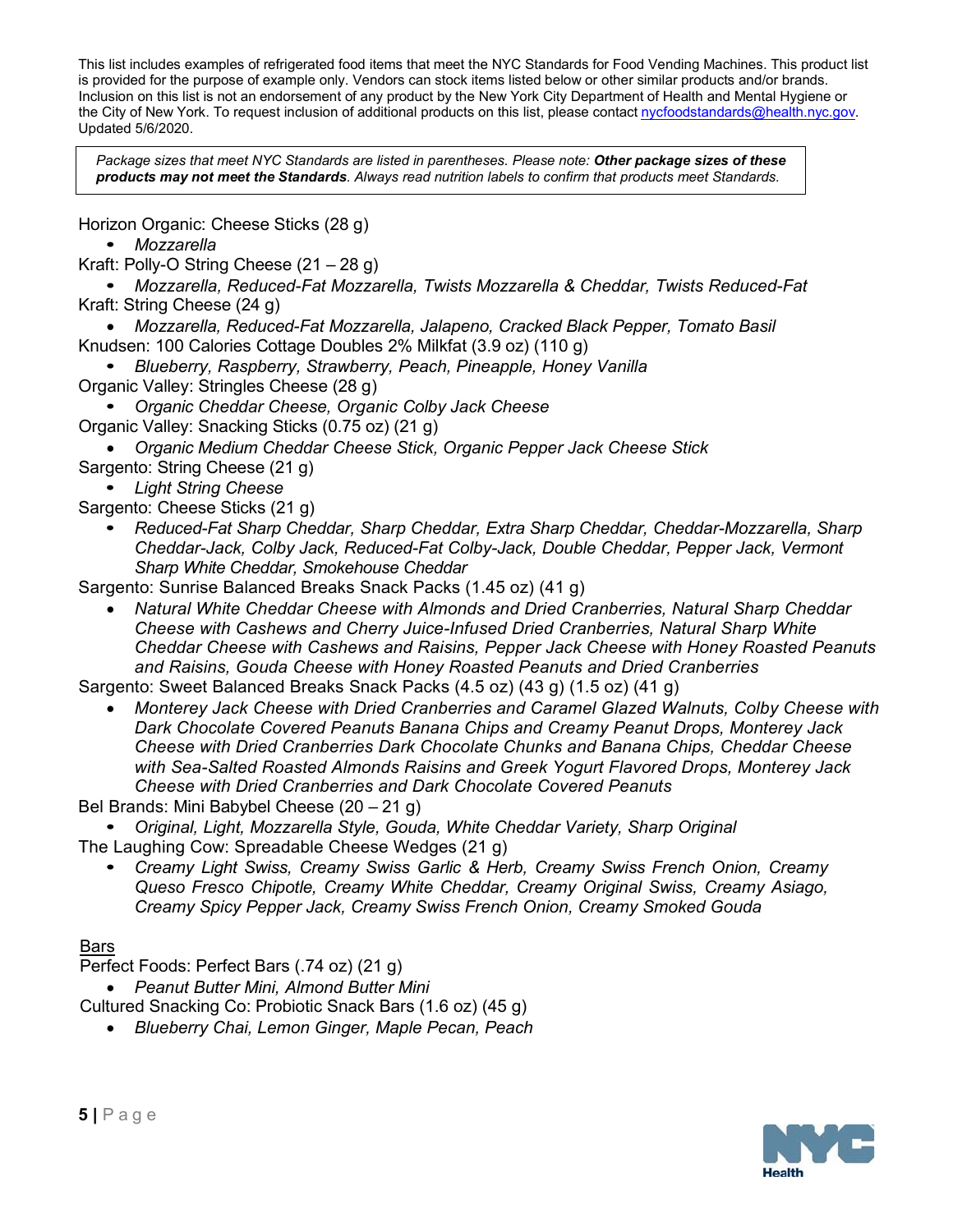This list includes examples of refrigerated food items that meet the NYC Standards for Food Vending Machines. This product list is provided for the purpose of example only. Vendors can stock items listed below or other similar products and/or brands. Inclusion on this list is not an endorsement of any product by the New York City Department of Health and Mental Hygiene or the City of New York. To request inclusion of additional products on this list, please contact nycfoodstandards@health.nyc.gov. Updated 5/6/2020.

> *Package sizes that meet NYC Standards are listed in parentheses. Please note:* ***Other package sizes of these products may not meet the Standards****. Always read nutrition labels to confirm that products meet Standards.*

Horizon Organic: Cheese Sticks (28 g)
- *Mozzarella*

Kraft: Polly-O String Cheese (21 – 28 g)
- *Mozzarella, Reduced-Fat Mozzarella, Twists Mozzarella & Cheddar, Twists Reduced-Fat*

Kraft: String Cheese (24 g)
- *Mozzarella, Reduced-Fat Mozzarella, Jalapeno, Cracked Black Pepper, Tomato Basil*

Knudsen: 100 Calories Cottage Doubles 2% Milkfat (3.9 oz) (110 g)
- *Blueberry, Raspberry, Strawberry, Peach, Pineapple, Honey Vanilla*

Organic Valley: Stringles Cheese (28 g)
- *Organic Cheddar Cheese, Organic Colby Jack Cheese*

Organic Valley: Snacking Sticks (0.75 oz) (21 g)
- *Organic Medium Cheddar Cheese Stick, Organic Pepper Jack Cheese Stick*

Sargento: String Cheese (21 g)
- *Light String Cheese*

Sargento: Cheese Sticks (21 g)
- *Reduced-Fat Sharp Cheddar, Sharp Cheddar, Extra Sharp Cheddar, Cheddar-Mozzarella, Sharp Cheddar-Jack, Colby Jack, Reduced-Fat Colby-Jack, Double Cheddar, Pepper Jack, Vermont Sharp White Cheddar, Smokehouse Cheddar*

Sargento: Sunrise Balanced Breaks Snack Packs (1.45 oz) (41 g)
- *Natural White Cheddar Cheese with Almonds and Dried Cranberries, Natural Sharp Cheddar Cheese with Cashews and Cherry Juice-Infused Dried Cranberries, Natural Sharp White Cheddar Cheese with Cashews and Raisins, Pepper Jack Cheese with Honey Roasted Peanuts and Raisins, Gouda Cheese with Honey Roasted Peanuts and Dried Cranberries*

Sargento: Sweet Balanced Breaks Snack Packs (4.5 oz) (43 g) (1.5 oz) (41 g)
- *Monterey Jack Cheese with Dried Cranberries and Caramel Glazed Walnuts, Colby Cheese with Dark Chocolate Covered Peanuts Banana Chips and Creamy Peanut Drops, Monterey Jack Cheese with Dried Cranberries Dark Chocolate Chunks and Banana Chips, Cheddar Cheese with Sea-Salted Roasted Almonds Raisins and Greek Yogurt Flavored Drops, Monterey Jack Cheese with Dried Cranberries and Dark Chocolate Covered Peanuts*

Bel Brands: Mini Babybel Cheese (20 – 21 g)
- *Original, Light, Mozzarella Style, Gouda, White Cheddar Variety, Sharp Original*

The Laughing Cow: Spreadable Cheese Wedges (21 g)
- *Creamy Light Swiss, Creamy Swiss Garlic & Herb, Creamy Swiss French Onion, Creamy Queso Fresco Chipotle, Creamy White Cheddar, Creamy Original Swiss, Creamy Asiago, Creamy Spicy Pepper Jack, Creamy Swiss French Onion, Creamy Smoked Gouda*

## Bars

Perfect Foods: Perfect Bars (.74 oz) (21 g)
- *Peanut Butter Mini, Almond Butter Mini*

Cultured Snacking Co: Probiotic Snack Bars (1.6 oz) (45 g)
- *Blueberry Chai, Lemon Ginger, Maple Pecan, Peach*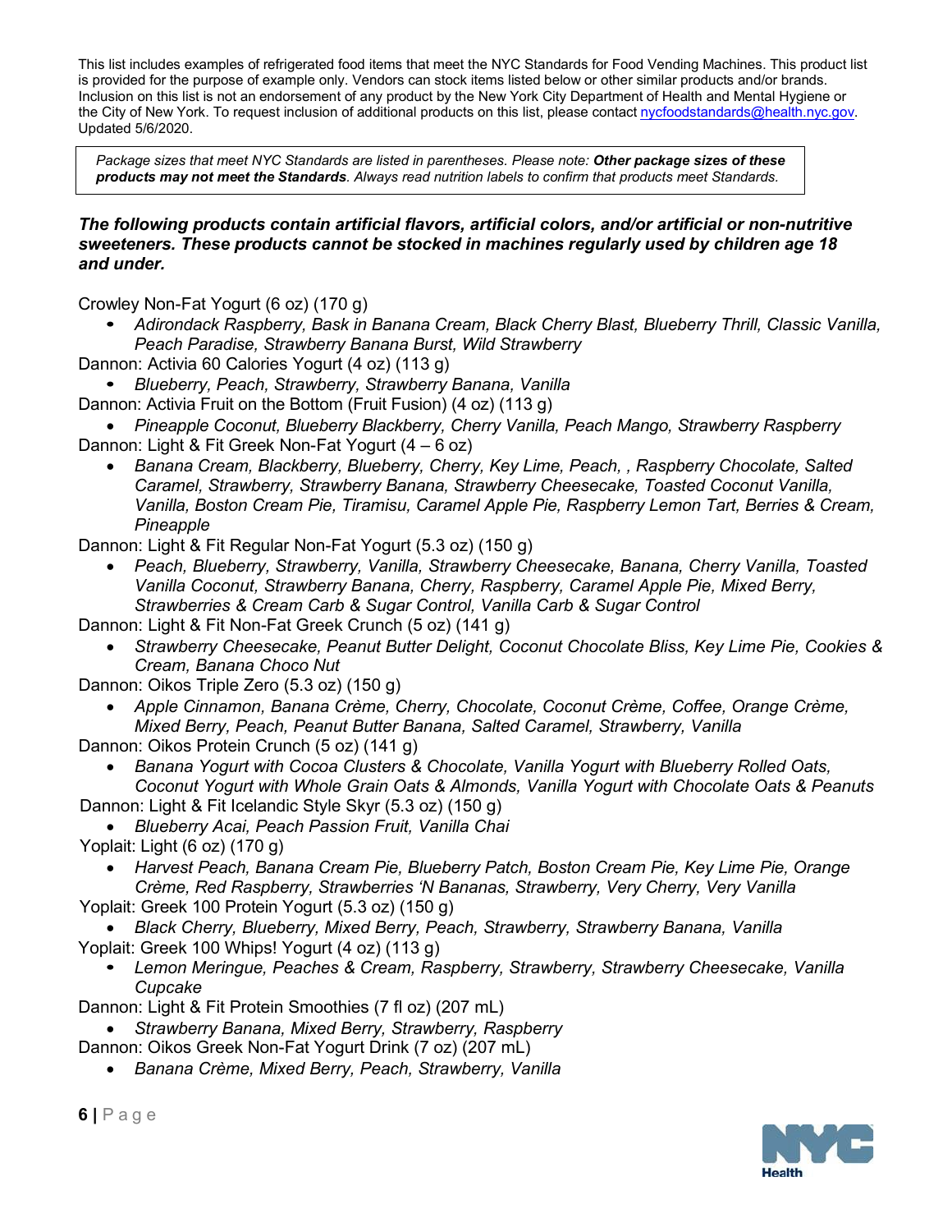This list includes examples of refrigerated food items that meet the NYC Standards for Food Vending Machines. This product list is provided for the purpose of example only. Vendors can stock items listed below or other similar products and/or brands. Inclusion on this list is not an endorsement of any product by the New York City Department of Health and Mental Hygiene or the City of New York. To request inclusion of additional products on this list, please contact nycfoodstandards@health.nyc.gov. Updated 5/6/2020.

> *Package sizes that meet NYC Standards are listed in parentheses. Please note:* ***Other package sizes of these products may not meet the Standards****. Always read nutrition labels to confirm that products meet Standards.*

***The following products contain artificial flavors, artificial colors, and/or artificial or non-nutritive sweeteners. These products cannot be stocked in machines regularly used by children age 18 and under.***

Crowley Non-Fat Yogurt (6 oz) (170 g)
- *Adirondack Raspberry, Bask in Banana Cream, Black Cherry Blast, Blueberry Thrill, Classic Vanilla, Peach Paradise, Strawberry Banana Burst, Wild Strawberry*

Dannon: Activia 60 Calories Yogurt (4 oz) (113 g)
- *Blueberry, Peach, Strawberry, Strawberry Banana, Vanilla*

Dannon: Activia Fruit on the Bottom (Fruit Fusion) (4 oz) (113 g)
- *Pineapple Coconut, Blueberry Blackberry, Cherry Vanilla, Peach Mango, Strawberry Raspberry*

Dannon: Light & Fit Greek Non-Fat Yogurt (4 – 6 oz)
- *Banana Cream, Blackberry, Blueberry, Cherry, Key Lime, Peach, , Raspberry Chocolate, Salted Caramel, Strawberry, Strawberry Banana, Strawberry Cheesecake, Toasted Coconut Vanilla, Vanilla, Boston Cream Pie, Tiramisu, Caramel Apple Pie, Raspberry Lemon Tart, Berries & Cream, Pineapple*

Dannon: Light & Fit Regular Non-Fat Yogurt (5.3 oz) (150 g)
- *Peach, Blueberry, Strawberry, Vanilla, Strawberry Cheesecake, Banana, Cherry Vanilla, Toasted Vanilla Coconut, Strawberry Banana, Cherry, Raspberry, Caramel Apple Pie, Mixed Berry, Strawberries & Cream Carb & Sugar Control, Vanilla Carb & Sugar Control*

Dannon: Light & Fit Non-Fat Greek Crunch (5 oz) (141 g)
- *Strawberry Cheesecake, Peanut Butter Delight, Coconut Chocolate Bliss, Key Lime Pie, Cookies & Cream, Banana Choco Nut*

Dannon: Oikos Triple Zero (5.3 oz) (150 g)
- *Apple Cinnamon, Banana Crème, Cherry, Chocolate, Coconut Crème, Coffee, Orange Crème, Mixed Berry, Peach, Peanut Butter Banana, Salted Caramel, Strawberry, Vanilla*

Dannon: Oikos Protein Crunch (5 oz) (141 g)
- *Banana Yogurt with Cocoa Clusters & Chocolate, Vanilla Yogurt with Blueberry Rolled Oats, Coconut Yogurt with Whole Grain Oats & Almonds, Vanilla Yogurt with Chocolate Oats & Peanuts*

Dannon: Light & Fit Icelandic Style Skyr (5.3 oz) (150 g)
- *Blueberry Acai, Peach Passion Fruit, Vanilla Chai*

Yoplait: Light (6 oz) (170 g)
- *Harvest Peach, Banana Cream Pie, Blueberry Patch, Boston Cream Pie, Key Lime Pie, Orange Crème, Red Raspberry, Strawberries 'N Bananas, Strawberry, Very Cherry, Very Vanilla*

Yoplait: Greek 100 Protein Yogurt (5.3 oz) (150 g)
- *Black Cherry, Blueberry, Mixed Berry, Peach, Strawberry, Strawberry Banana, Vanilla*

Yoplait: Greek 100 Whips! Yogurt (4 oz) (113 g)
- *Lemon Meringue, Peaches & Cream, Raspberry, Strawberry, Strawberry Cheesecake, Vanilla Cupcake*

Dannon: Light & Fit Protein Smoothies (7 fl oz) (207 mL)
- *Strawberry Banana, Mixed Berry, Strawberry, Raspberry*

Dannon: Oikos Greek Non-Fat Yogurt Drink (7 oz) (207 mL)
- *Banana Crème, Mixed Berry, Peach, Strawberry, Vanilla*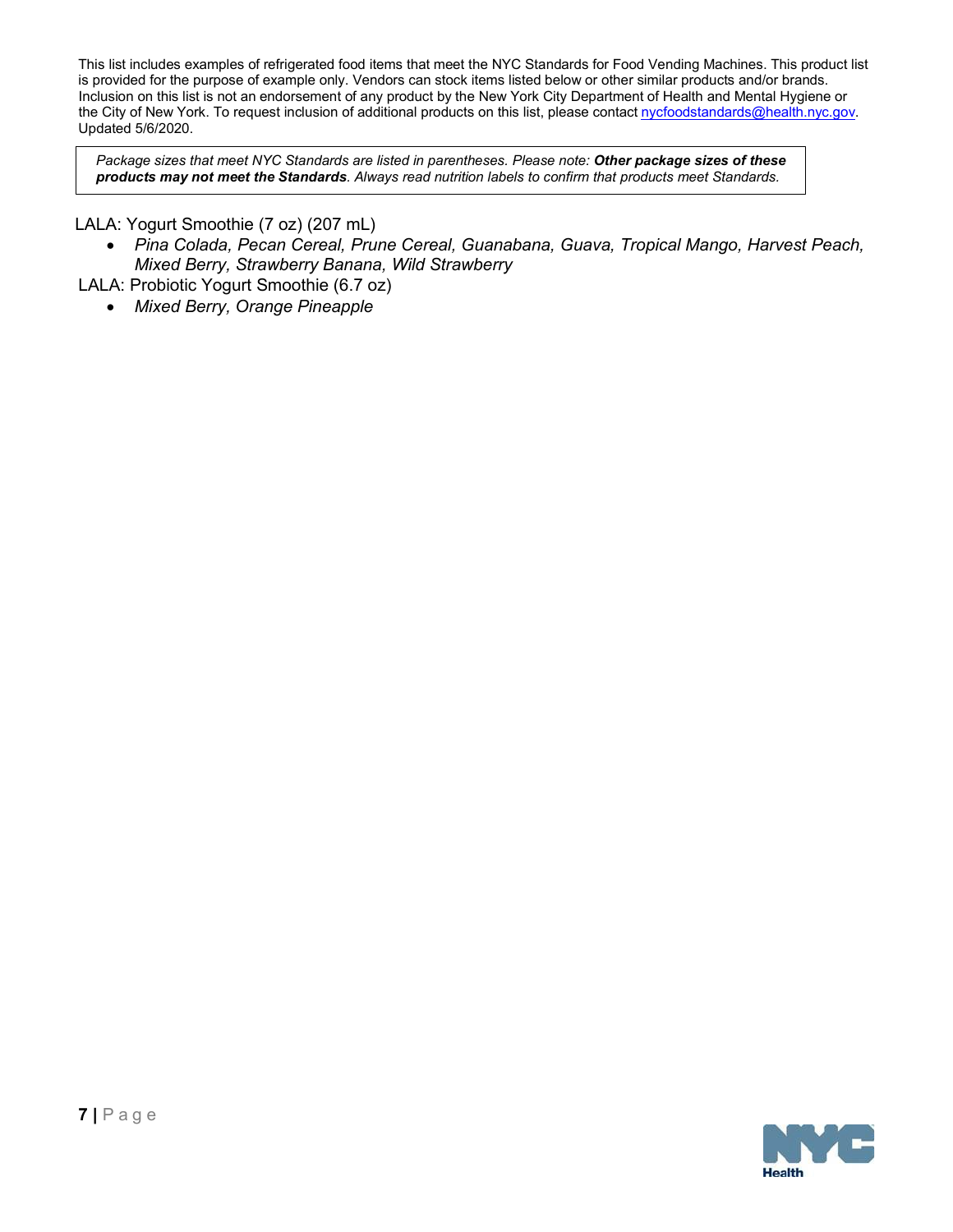This list includes examples of refrigerated food items that meet the NYC Standards for Food Vending Machines. This product list is provided for the purpose of example only. Vendors can stock items listed below or other similar products and/or brands. Inclusion on this list is not an endorsement of any product by the New York City Department of Health and Mental Hygiene or the City of New York. To request inclusion of additional products on this list, please contact [nycfoodstandards@health.nyc.gov](mailto:nycfoodstandards@health.nyc.gov). Updated 5/6/2020.

> *Package sizes that meet NYC Standards are listed in parentheses. Please note:* ***Other package sizes of these products may not meet the Standards****. Always read nutrition labels to confirm that products meet Standards.*

LALA: Yogurt Smoothie (7 oz) (207 mL)

- *Pina Colada, Pecan Cereal, Prune Cereal, Guanabana, Guava, Tropical Mango, Harvest Peach, Mixed Berry, Strawberry Banana, Wild Strawberry*

LALA: Probiotic Yogurt Smoothie (6.7 oz)

- *Mixed Berry, Orange Pineapple*